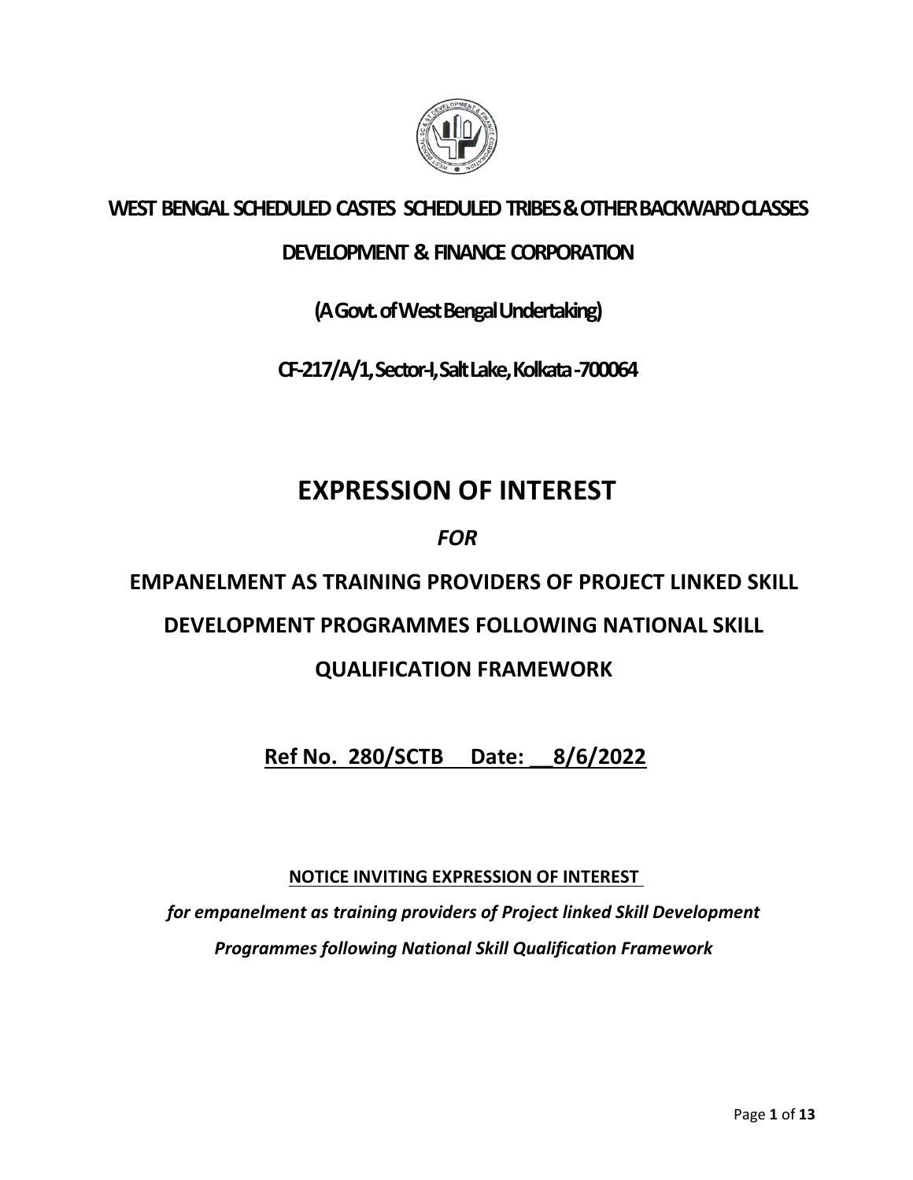**WEST BENGAL SCHEDULED CASTES SCHEDULED TRIBES & OTHER BACKWARD CLASSES**

**DEVELOPMENT & FINANCE CORPORATION**

**(A Govt. of West Bengal Undertaking)**

**CF-217/A/1, Sector-I, Salt Lake, Kolkata -700064**

# EXPRESSION OF INTEREST

***FOR***

## EMPANELMENT AS TRAINING PROVIDERS OF PROJECT LINKED SKILL DEVELOPMENT PROGRAMMES FOLLOWING NATIONAL SKILL QUALIFICATION FRAMEWORK

**Ref No. 280/SCTB Date: __8/6/2022**

**NOTICE INVITING EXPRESSION OF INTEREST**

***for empanelment as training providers of Project linked Skill Development Programmes following National Skill Qualification Framework***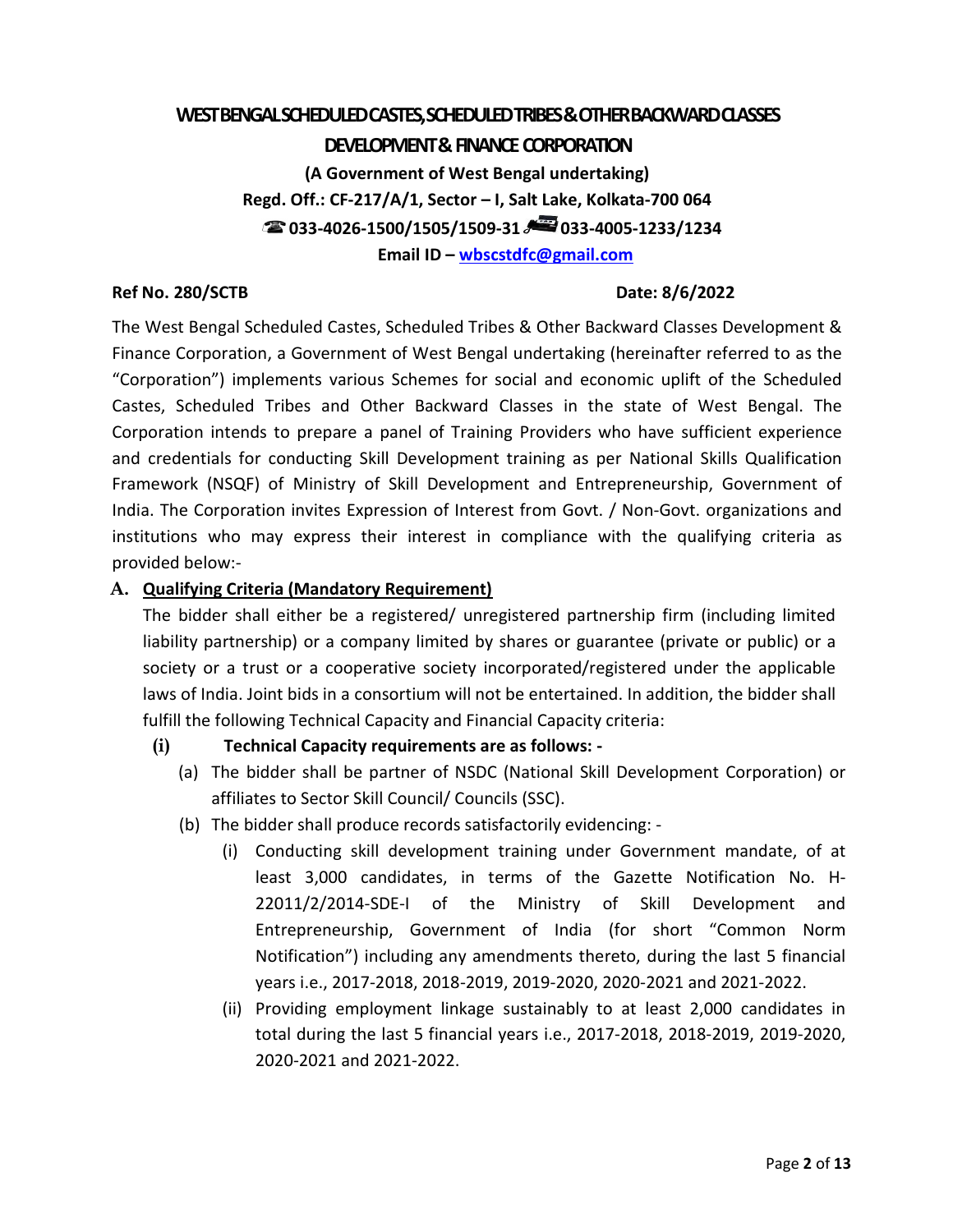# WEST BENGAL SCHEDULED CASTES, SCHEDULED TRIBES & OTHER BACKWARD CLASSES DEVELOPMENT & FINANCE CORPORATION

**(A Government of West Bengal undertaking)**

**Regd. Off.: CF-217/A/1, Sector – I, Salt Lake, Kolkata-700 064**

**☎ 033-4026-1500/1505/1509-31 📠 033-4005-1233/1234**

**Email ID – wbscstdfc@gmail.com**

**Ref No. 280/SCTB** **Date: 8/6/2022**

The West Bengal Scheduled Castes, Scheduled Tribes & Other Backward Classes Development & Finance Corporation, a Government of West Bengal undertaking (hereinafter referred to as the "Corporation") implements various Schemes for social and economic uplift of the Scheduled Castes, Scheduled Tribes and Other Backward Classes in the state of West Bengal. The Corporation intends to prepare a panel of Training Providers who have sufficient experience and credentials for conducting Skill Development training as per National Skills Qualification Framework (NSQF) of Ministry of Skill Development and Entrepreneurship, Government of India. The Corporation invites Expression of Interest from Govt. / Non-Govt. organizations and institutions who may express their interest in compliance with the qualifying criteria as provided below:-

**A. Qualifying Criteria (Mandatory Requirement)**

The bidder shall either be a registered/ unregistered partnership firm (including limited liability partnership) or a company limited by shares or guarantee (private or public) or a society or a trust or a cooperative society incorporated/registered under the applicable laws of India. Joint bids in a consortium will not be entertained. In addition, the bidder shall fulfill the following Technical Capacity and Financial Capacity criteria:

**(i) Technical Capacity requirements are as follows: -**

(a) The bidder shall be partner of NSDC (National Skill Development Corporation) or affiliates to Sector Skill Council/ Councils (SSC).

(b) The bidder shall produce records satisfactorily evidencing: -

(i) Conducting skill development training under Government mandate, of at least 3,000 candidates, in terms of the Gazette Notification No. H-22011/2/2014-SDE-I of the Ministry of Skill Development and Entrepreneurship, Government of India (for short "Common Norm Notification") including any amendments thereto, during the last 5 financial years i.e., 2017-2018, 2018-2019, 2019-2020, 2020-2021 and 2021-2022.

(ii) Providing employment linkage sustainably to at least 2,000 candidates in total during the last 5 financial years i.e., 2017-2018, 2018-2019, 2019-2020, 2020-2021 and 2021-2022.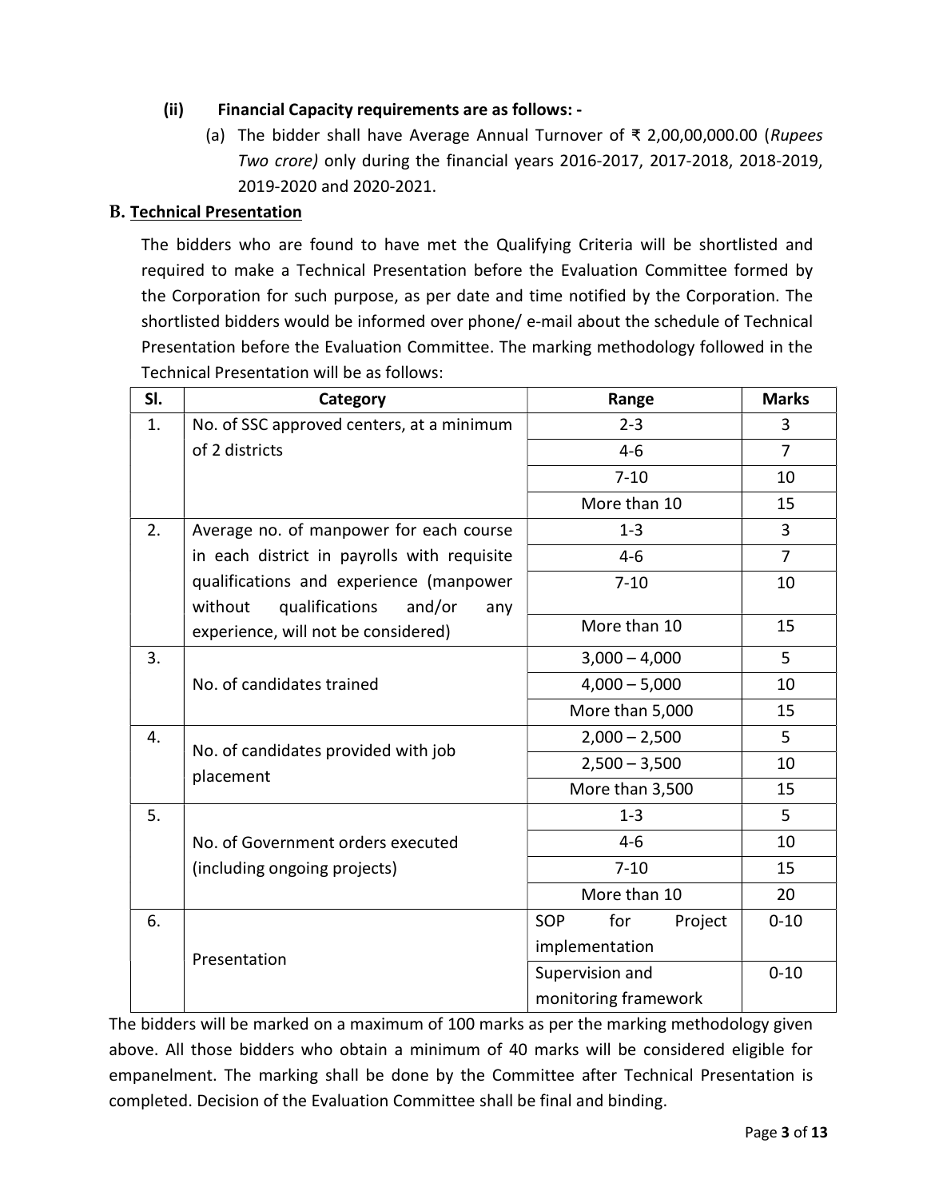**(ii) Financial Capacity requirements are as follows: -**

(a) The bidder shall have Average Annual Turnover of ₹ 2,00,00,000.00 (*Rupees Two crore)* only during the financial years 2016-2017, 2017-2018, 2018-2019, 2019-2020 and 2020-2021.

## B. Technical Presentation

The bidders who are found to have met the Qualifying Criteria will be shortlisted and required to make a Technical Presentation before the Evaluation Committee formed by the Corporation for such purpose, as per date and time notified by the Corporation. The shortlisted bidders would be informed over phone/ e-mail about the schedule of Technical Presentation before the Evaluation Committee. The marking methodology followed in the Technical Presentation will be as follows:

| Sl. | Category | Range | Marks |
|---|---|---|---|
| 1. | No. of SSC approved centers, at a minimum of 2 districts | 2-3 | 3 |
| | | 4-6 | 7 |
| | | 7-10 | 10 |
| | | More than 10 | 15 |
| 2. | Average no. of manpower for each course in each district in payrolls with requisite qualifications and experience (manpower without qualifications and/or any experience, will not be considered) | 1-3 | 3 |
| | | 4-6 | 7 |
| | | 7-10 | 10 |
| | | More than 10 | 15 |
| 3. | No. of candidates trained | 3,000 – 4,000 | 5 |
| | | 4,000 – 5,000 | 10 |
| | | More than 5,000 | 15 |
| 4. | No. of candidates provided with job placement | 2,000 – 2,500 | 5 |
| | | 2,500 – 3,500 | 10 |
| | | More than 3,500 | 15 |
| 5. | No. of Government orders executed (including ongoing projects) | 1-3 | 5 |
| | | 4-6 | 10 |
| | | 7-10 | 15 |
| | | More than 10 | 20 |
| 6. | Presentation | SOP for Project implementation | 0-10 |
| | | Supervision and monitoring framework | 0-10 |

The bidders will be marked on a maximum of 100 marks as per the marking methodology given above. All those bidders who obtain a minimum of 40 marks will be considered eligible for empanelment. The marking shall be done by the Committee after Technical Presentation is completed. Decision of the Evaluation Committee shall be final and binding.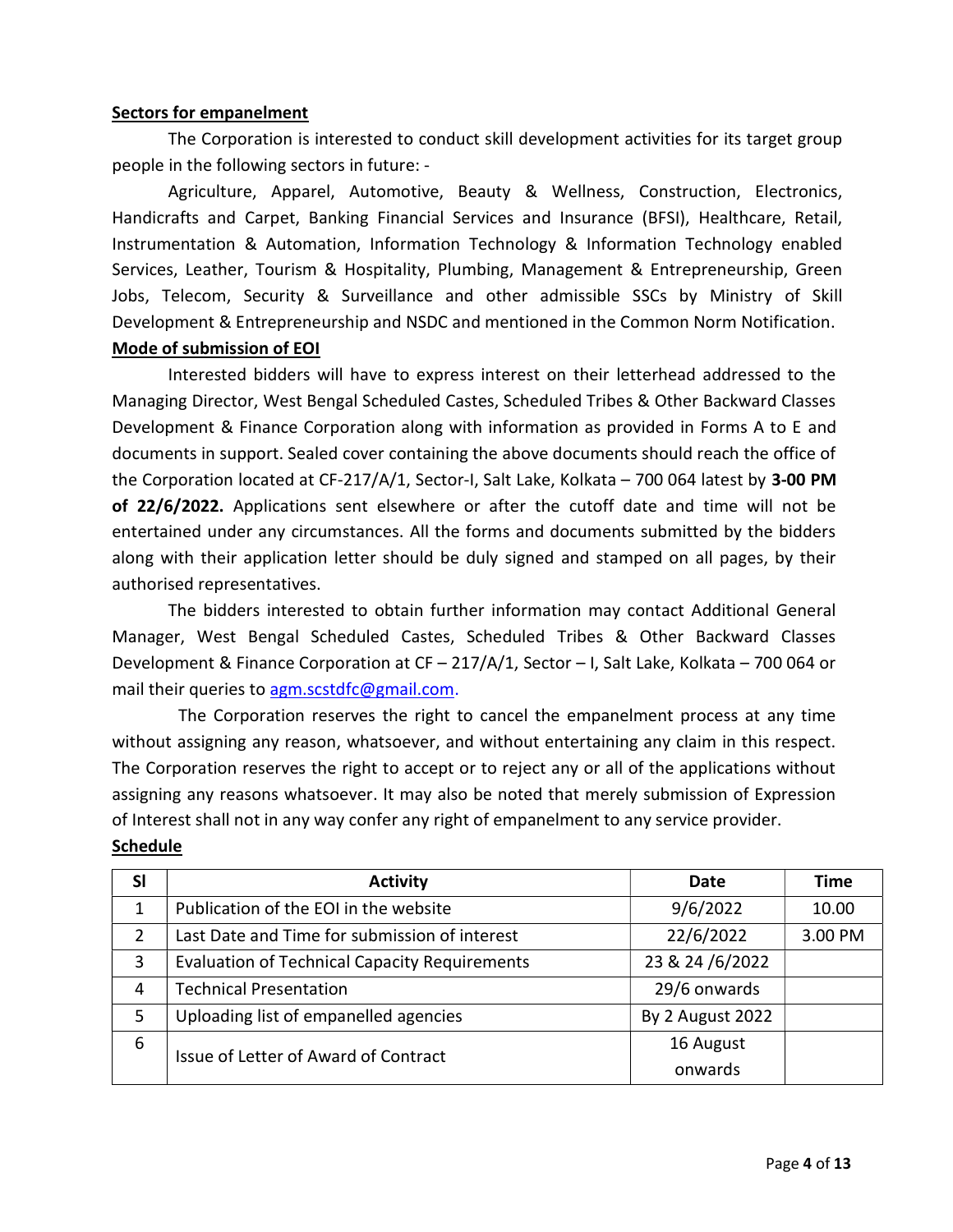**Sectors for empanelment**

The Corporation is interested to conduct skill development activities for its target group people in the following sectors in future: -

Agriculture, Apparel, Automotive, Beauty & Wellness, Construction, Electronics, Handicrafts and Carpet, Banking Financial Services and Insurance (BFSI), Healthcare, Retail, Instrumentation & Automation, Information Technology & Information Technology enabled Services, Leather, Tourism & Hospitality, Plumbing, Management & Entrepreneurship, Green Jobs, Telecom, Security & Surveillance and other admissible SSCs by Ministry of Skill Development & Entrepreneurship and NSDC and mentioned in the Common Norm Notification.

**Mode of submission of EOI**

Interested bidders will have to express interest on their letterhead addressed to the Managing Director, West Bengal Scheduled Castes, Scheduled Tribes & Other Backward Classes Development & Finance Corporation along with information as provided in Forms A to E and documents in support. Sealed cover containing the above documents should reach the office of the Corporation located at CF-217/A/1, Sector-I, Salt Lake, Kolkata – 700 064 latest by **3-00 PM of 22/6/2022.** Applications sent elsewhere or after the cutoff date and time will not be entertained under any circumstances. All the forms and documents submitted by the bidders along with their application letter should be duly signed and stamped on all pages, by their authorised representatives.

The bidders interested to obtain further information may contact Additional General Manager, West Bengal Scheduled Castes, Scheduled Tribes & Other Backward Classes Development & Finance Corporation at CF – 217/A/1, Sector – I, Salt Lake, Kolkata – 700 064 or mail their queries to agm.scstdfc@gmail.com.

The Corporation reserves the right to cancel the empanelment process at any time without assigning any reason, whatsoever, and without entertaining any claim in this respect. The Corporation reserves the right to accept or to reject any or all of the applications without assigning any reasons whatsoever. It may also be noted that merely submission of Expression of Interest shall not in any way confer any right of empanelment to any service provider.

**Schedule**

| Sl | Activity | Date | Time |
|---|---|---|---|
| 1 | Publication of the EOI in the website | 9/6/2022 | 10.00 |
| 2 | Last Date and Time for submission of interest | 22/6/2022 | 3.00 PM |
| 3 | Evaluation of Technical Capacity Requirements | 23 & 24 /6/2022 | |
| 4 | Technical Presentation | 29/6 onwards | |
| 5 | Uploading list of empanelled agencies | By 2 August 2022 | |
| 6 | Issue of Letter of Award of Contract | 16 August onwards | |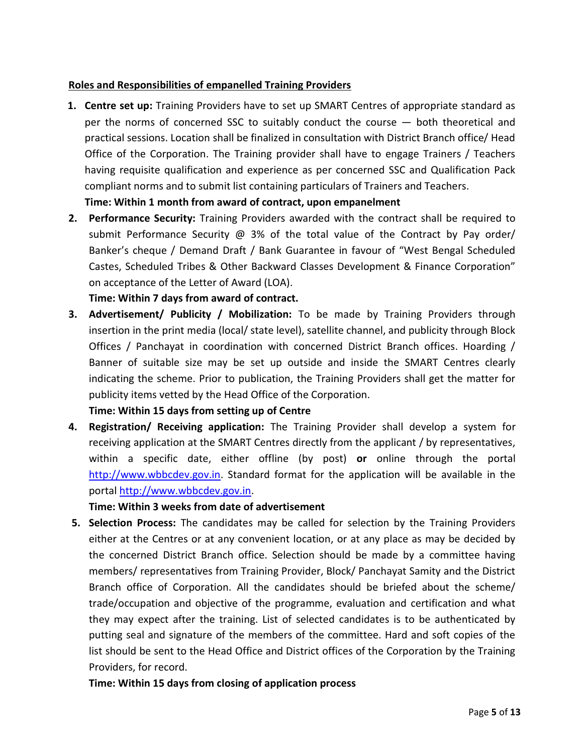**Roles and Responsibilities of empanelled Training Providers**

1. **Centre set up:** Training Providers have to set up SMART Centres of appropriate standard as per the norms of concerned SSC to suitably conduct the course — both theoretical and practical sessions. Location shall be finalized in consultation with District Branch office/ Head Office of the Corporation. The Training provider shall have to engage Trainers / Teachers having requisite qualification and experience as per concerned SSC and Qualification Pack compliant norms and to submit list containing particulars of Trainers and Teachers.

   **Time: Within 1 month from award of contract, upon empanelment**

2. **Performance Security:** Training Providers awarded with the contract shall be required to submit Performance Security @ 3% of the total value of the Contract by Pay order/ Banker's cheque / Demand Draft / Bank Guarantee in favour of "West Bengal Scheduled Castes, Scheduled Tribes & Other Backward Classes Development & Finance Corporation" on acceptance of the Letter of Award (LOA).

   **Time: Within 7 days from award of contract.**

3. **Advertisement/ Publicity / Mobilization:** To be made by Training Providers through insertion in the print media (local/ state level), satellite channel, and publicity through Block Offices / Panchayat in coordination with concerned District Branch offices. Hoarding / Banner of suitable size may be set up outside and inside the SMART Centres clearly indicating the scheme. Prior to publication, the Training Providers shall get the matter for publicity items vetted by the Head Office of the Corporation.

   **Time: Within 15 days from setting up of Centre**

4. **Registration/ Receiving application:** The Training Provider shall develop a system for receiving application at the SMART Centres directly from the applicant / by representatives, within a specific date, either offline (by post) **or** online through the portal [http://www.wbbcdev.gov.in](http://www.wbbcdev.gov.in). Standard format for the application will be available in the portal [http://www.wbbcdev.gov.in](http://www.wbbcdev.gov.in).

   **Time: Within 3 weeks from date of advertisement**

5. **Selection Process:** The candidates may be called for selection by the Training Providers either at the Centres or at any convenient location, or at any place as may be decided by the concerned District Branch office. Selection should be made by a committee having members/ representatives from Training Provider, Block/ Panchayat Samity and the District Branch office of Corporation. All the candidates should be briefed about the scheme/ trade/occupation and objective of the programme, evaluation and certification and what they may expect after the training. List of selected candidates is to be authenticated by putting seal and signature of the members of the committee. Hard and soft copies of the list should be sent to the Head Office and District offices of the Corporation by the Training Providers, for record.

   **Time: Within 15 days from closing of application process**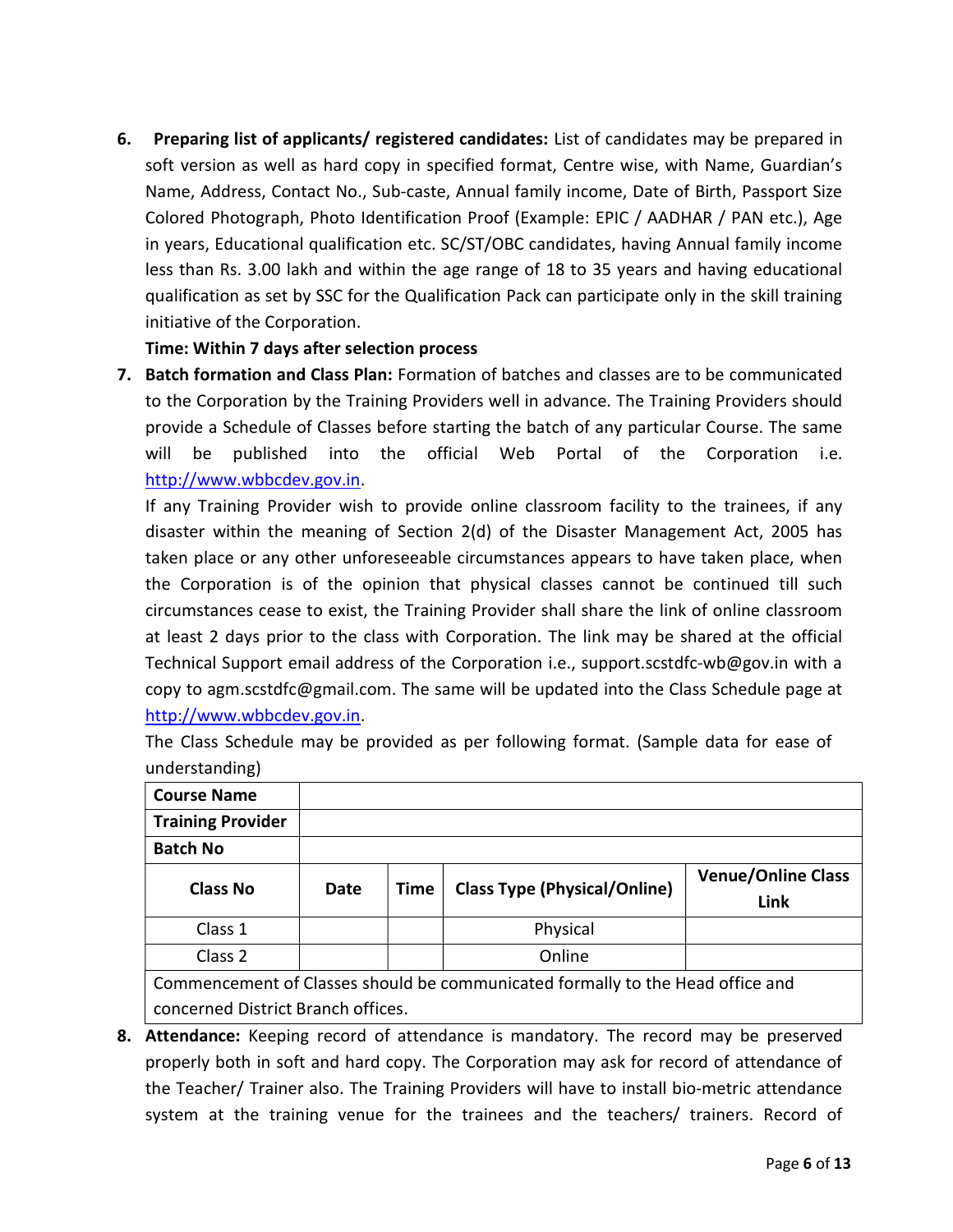6. **Preparing list of applicants/ registered candidates:** List of candidates may be prepared in soft version as well as hard copy in specified format, Centre wise, with Name, Guardian's Name, Address, Contact No., Sub-caste, Annual family income, Date of Birth, Passport Size Colored Photograph, Photo Identification Proof (Example: EPIC / AADHAR / PAN etc.), Age in years, Educational qualification etc. SC/ST/OBC candidates, having Annual family income less than Rs. 3.00 lakh and within the age range of 18 to 35 years and having educational qualification as set by SSC for the Qualification Pack can participate only in the skill training initiative of the Corporation.

   **Time: Within 7 days after selection process**

7. **Batch formation and Class Plan:** Formation of batches and classes are to be communicated to the Corporation by the Training Providers well in advance. The Training Providers should provide a Schedule of Classes before starting the batch of any particular Course. The same will be published into the official Web Portal of the Corporation i.e. http://www.wbbcdev.gov.in.

   If any Training Provider wish to provide online classroom facility to the trainees, if any disaster within the meaning of Section 2(d) of the Disaster Management Act, 2005 has taken place or any other unforeseeable circumstances appears to have taken place, when the Corporation is of the opinion that physical classes cannot be continued till such circumstances cease to exist, the Training Provider shall share the link of online classroom at least 2 days prior to the class with Corporation. The link may be shared at the official Technical Support email address of the Corporation i.e., support.scstdfc-wb@gov.in with a copy to agm.scstdfc@gmail.com. The same will be updated into the Class Schedule page at http://www.wbbcdev.gov.in.

   The Class Schedule may be provided as per following format. (Sample data for ease of understanding)

| **Course Name** | | | | |
|---|---|---|---|---|
| **Training Provider** | | | | |
| **Batch No** | | | | |
| **Class No** | **Date** | **Time** | **Class Type (Physical/Online)** | **Venue/Online Class Link** |
| Class 1 | | | Physical | |
| Class 2 | | | Online | |
| Commencement of Classes should be communicated formally to the Head office and concerned District Branch offices. | | | | |

8. **Attendance:** Keeping record of attendance is mandatory. The record may be preserved properly both in soft and hard copy. The Corporation may ask for record of attendance of the Teacher/ Trainer also. The Training Providers will have to install bio-metric attendance system at the training venue for the trainees and the teachers/ trainers. Record of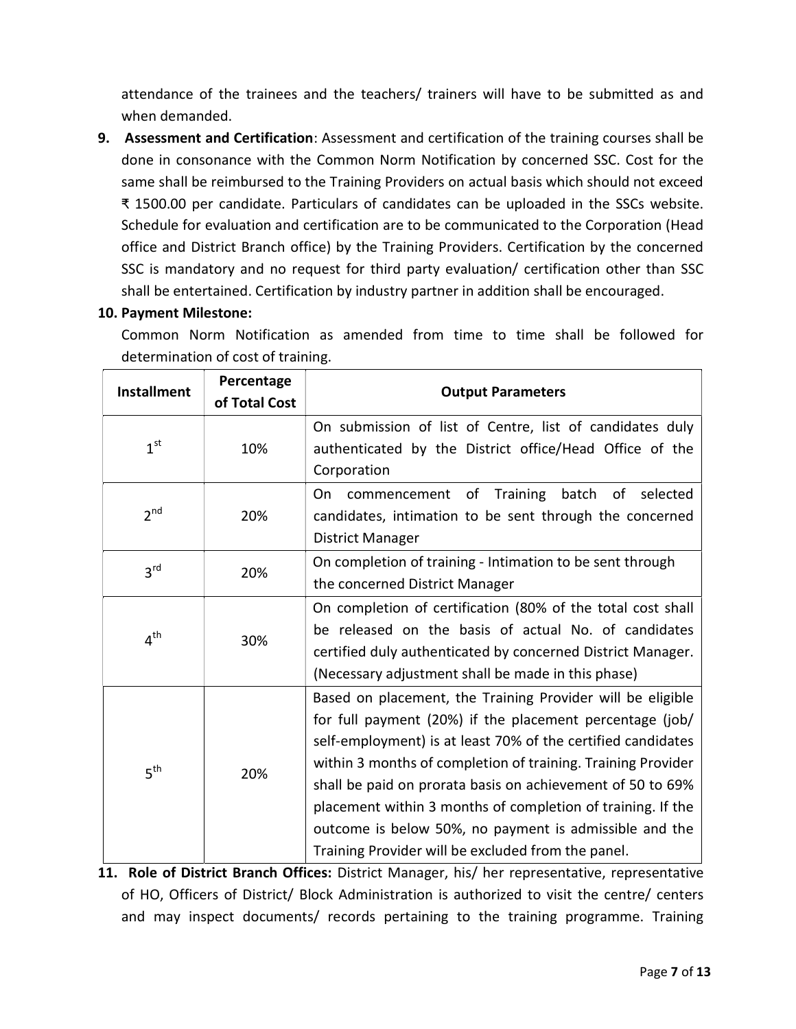attendance of the trainees and the teachers/ trainers will have to be submitted as and when demanded.

9. **Assessment and Certification**: Assessment and certification of the training courses shall be done in consonance with the Common Norm Notification by concerned SSC. Cost for the same shall be reimbursed to the Training Providers on actual basis which should not exceed ₹ 1500.00 per candidate. Particulars of candidates can be uploaded in the SSCs website. Schedule for evaluation and certification are to be communicated to the Corporation (Head office and District Branch office) by the Training Providers. Certification by the concerned SSC is mandatory and no request for third party evaluation/ certification other than SSC shall be entertained. Certification by industry partner in addition shall be encouraged.

10. **Payment Milestone:**

Common Norm Notification as amended from time to time shall be followed for determination of cost of training.

| Installment | Percentage of Total Cost | Output Parameters |
|---|---|---|
| 1st | 10% | On submission of list of Centre, list of candidates duly authenticated by the District office/Head Office of the Corporation |
| 2nd | 20% | On commencement of Training batch of selected candidates, intimation to be sent through the concerned District Manager |
| 3rd | 20% | On completion of training - Intimation to be sent through the concerned District Manager |
| 4th | 30% | On completion of certification (80% of the total cost shall be released on the basis of actual No. of candidates certified duly authenticated by concerned District Manager. (Necessary adjustment shall be made in this phase) |
| 5th | 20% | Based on placement, the Training Provider will be eligible for full payment (20%) if the placement percentage (job/ self-employment) is at least 70% of the certified candidates within 3 months of completion of training. Training Provider shall be paid on prorata basis on achievement of 50 to 69% placement within 3 months of completion of training. If the outcome is below 50%, no payment is admissible and the Training Provider will be excluded from the panel. |

11. **Role of District Branch Offices:** District Manager, his/ her representative, representative of HO, Officers of District/ Block Administration is authorized to visit the centre/ centers and may inspect documents/ records pertaining to the training programme. Training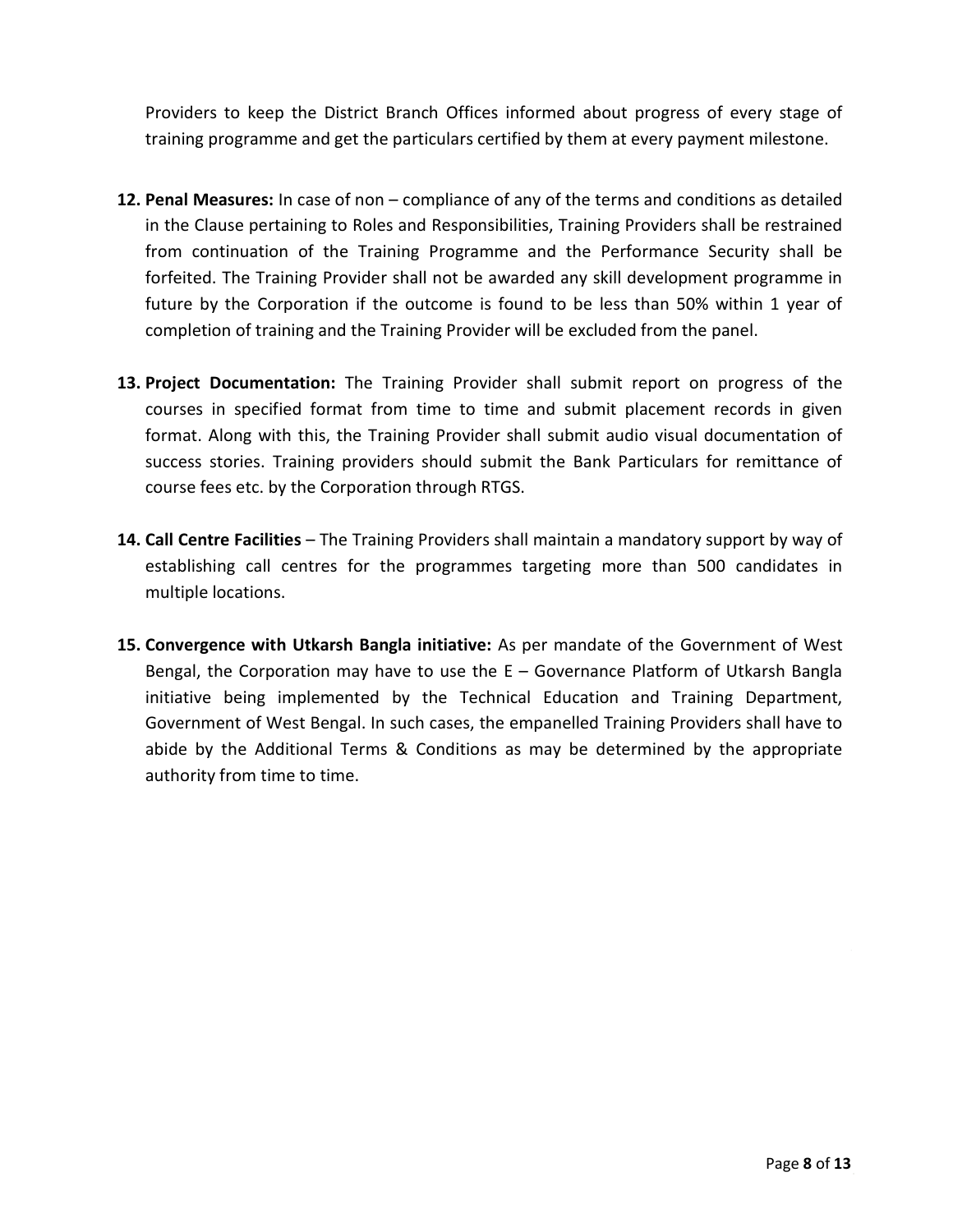Providers to keep the District Branch Offices informed about progress of every stage of training programme and get the particulars certified by them at every payment milestone.

12. **Penal Measures:** In case of non – compliance of any of the terms and conditions as detailed in the Clause pertaining to Roles and Responsibilities, Training Providers shall be restrained from continuation of the Training Programme and the Performance Security shall be forfeited. The Training Provider shall not be awarded any skill development programme in future by the Corporation if the outcome is found to be less than 50% within 1 year of completion of training and the Training Provider will be excluded from the panel.

13. **Project Documentation:** The Training Provider shall submit report on progress of the courses in specified format from time to time and submit placement records in given format. Along with this, the Training Provider shall submit audio visual documentation of success stories. Training providers should submit the Bank Particulars for remittance of course fees etc. by the Corporation through RTGS.

14. **Call Centre Facilities** – The Training Providers shall maintain a mandatory support by way of establishing call centres for the programmes targeting more than 500 candidates in multiple locations.

15. **Convergence with Utkarsh Bangla initiative:** As per mandate of the Government of West Bengal, the Corporation may have to use the E – Governance Platform of Utkarsh Bangla initiative being implemented by the Technical Education and Training Department, Government of West Bengal. In such cases, the empanelled Training Providers shall have to abide by the Additional Terms & Conditions as may be determined by the appropriate authority from time to time.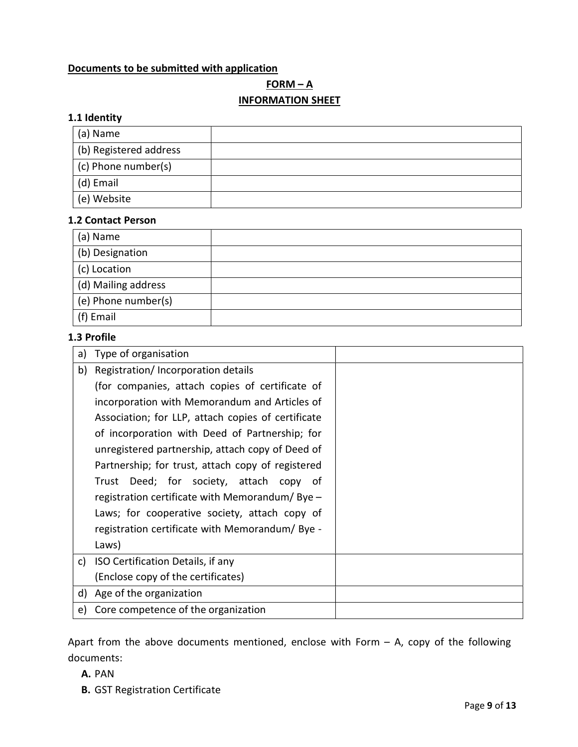**Documents to be submitted with application**

**FORM – A**

**INFORMATION SHEET**

**1.1 Identity**

| | |
|---|---|
| (a) Name | |
| (b) Registered address | |
| (c) Phone number(s) | |
| (d) Email | |
| (e) Website | |

**1.2 Contact Person**

| | |
|---|---|
| (a) Name | |
| (b) Designation | |
| (c) Location | |
| (d) Mailing address | |
| (e) Phone number(s) | |
| (f) Email | |

**1.3 Profile**

| | |
|---|---|
| a) Type of organisation | |
| b) Registration/ Incorporation details (for companies, attach copies of certificate of incorporation with Memorandum and Articles of Association; for LLP, attach copies of certificate of incorporation with Deed of Partnership; for unregistered partnership, attach copy of Deed of Partnership; for trust, attach copy of registered Trust Deed; for society, attach copy of registration certificate with Memorandum/ Bye – Laws; for cooperative society, attach copy of registration certificate with Memorandum/ Bye - Laws) | |
| c) ISO Certification Details, if any (Enclose copy of the certificates) | |
| d) Age of the organization | |
| e) Core competence of the organization | |

Apart from the above documents mentioned, enclose with Form – A, copy of the following documents:

**A.** PAN

**B.** GST Registration Certificate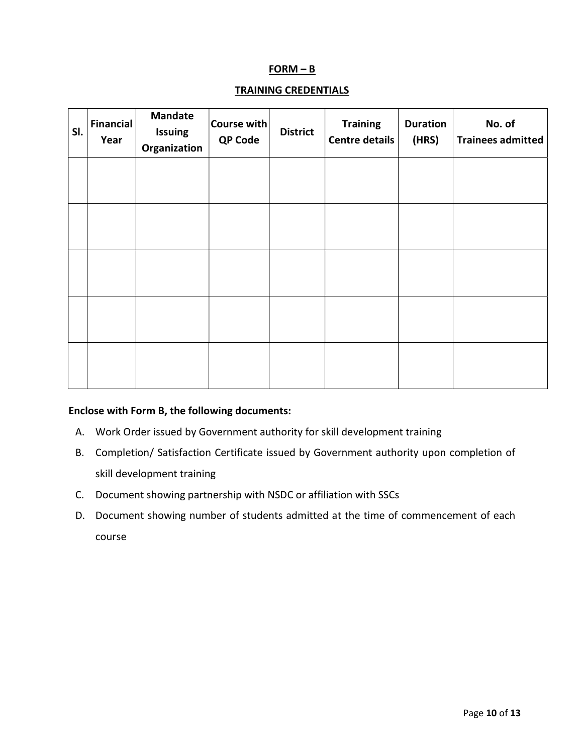## FORM – B

## TRAINING CREDENTIALS

| Sl. | Financial Year | Mandate Issuing Organization | Course with QP Code | District | Training Centre details | Duration (HRS) | No. of Trainees admitted |
|---|---|---|---|---|---|---|---|
| | | | | | | | |
| | | | | | | | |
| | | | | | | | |
| | | | | | | | |
| | | | | | | | |

**Enclose with Form B, the following documents:**

A. Work Order issued by Government authority for skill development training

B. Completion/ Satisfaction Certificate issued by Government authority upon completion of skill development training

C. Document showing partnership with NSDC or affiliation with SSCs

D. Document showing number of students admitted at the time of commencement of each course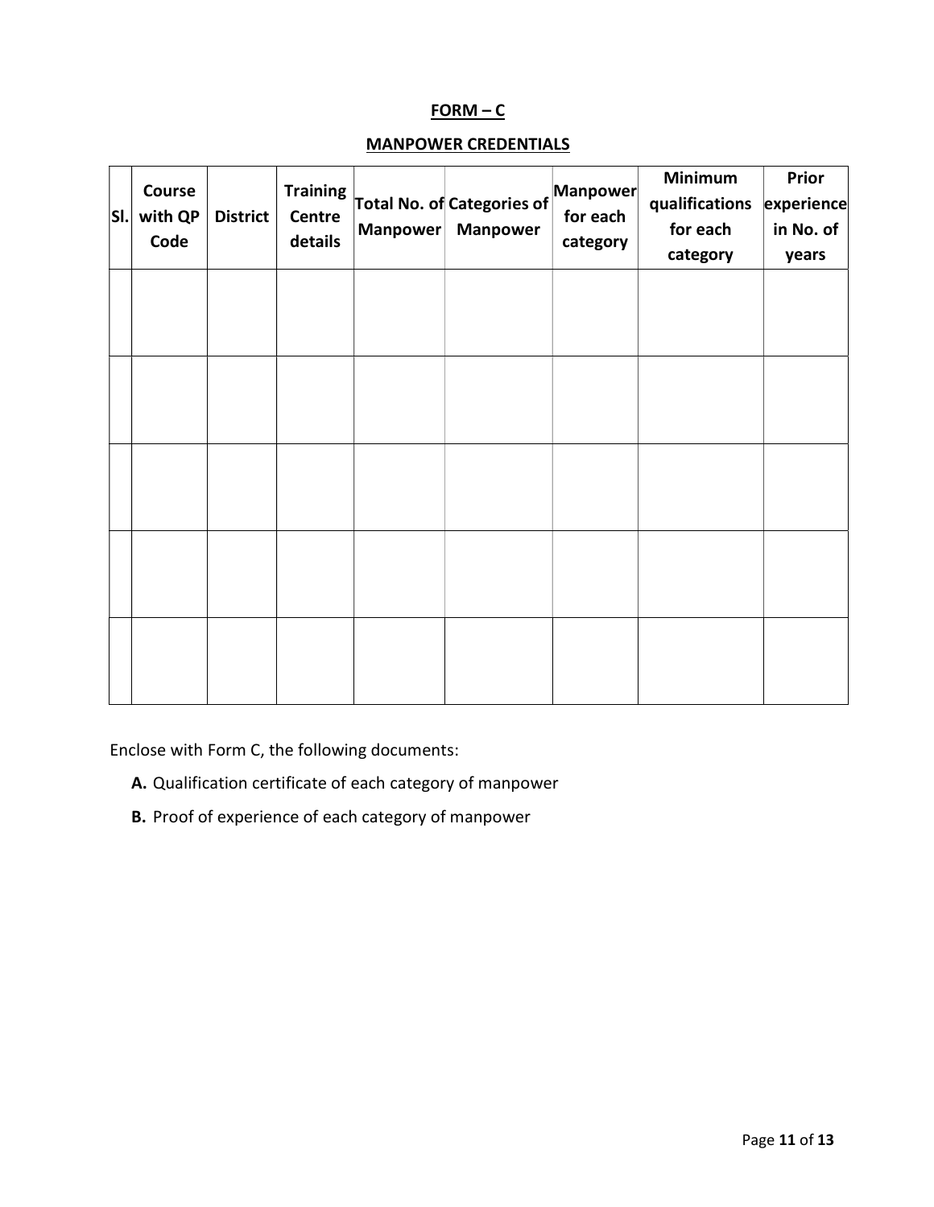**FORM – C**

**MANPOWER CREDENTIALS**

| Sl. | Course with QP Code | District | Training Centre details | Total No. of Manpower | Categories of Manpower | Manpower for each category | Minimum qualifications for each category | Prior experience in No. of years |
|---|---|---|---|---|---|---|---|---|
| | | | | | | | | |
| | | | | | | | | |
| | | | | | | | | |
| | | | | | | | | |
| | | | | | | | | |

Enclose with Form C, the following documents:

- **A.** Qualification certificate of each category of manpower
- **B.** Proof of experience of each category of manpower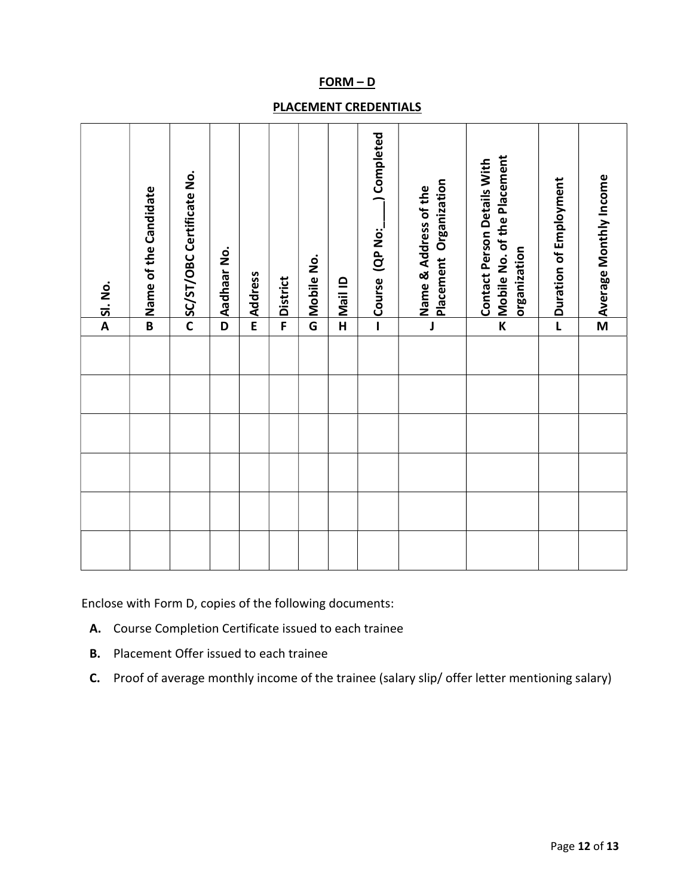# FORM – D

## PLACEMENT CREDENTIALS

| Sl. No. | Name of the Candidate | SC/ST/OBC Certificate No. | Aadhaar No. | Address | District | Mobile No. | Mail ID | Course (QP No:____) Completed | Name & Address of the Placement Organization | Contact Person Details With Mobile No. of the Placement organization | Duration of Employment | Average Monthly Income |
|---|---|---|---|---|---|---|---|---|---|---|---|---|
| A | B | C | D | E | F | G | H | I | J | K | L | M |
| | | | | | | | | | | | | |
| | | | | | | | | | | | | |
| | | | | | | | | | | | | |
| | | | | | | | | | | | | |
| | | | | | | | | | | | | |
| | | | | | | | | | | | | |

Enclose with Form D, copies of the following documents:

**A.** Course Completion Certificate issued to each trainee

**B.** Placement Offer issued to each trainee

**C.** Proof of average monthly income of the trainee (salary slip/ offer letter mentioning salary)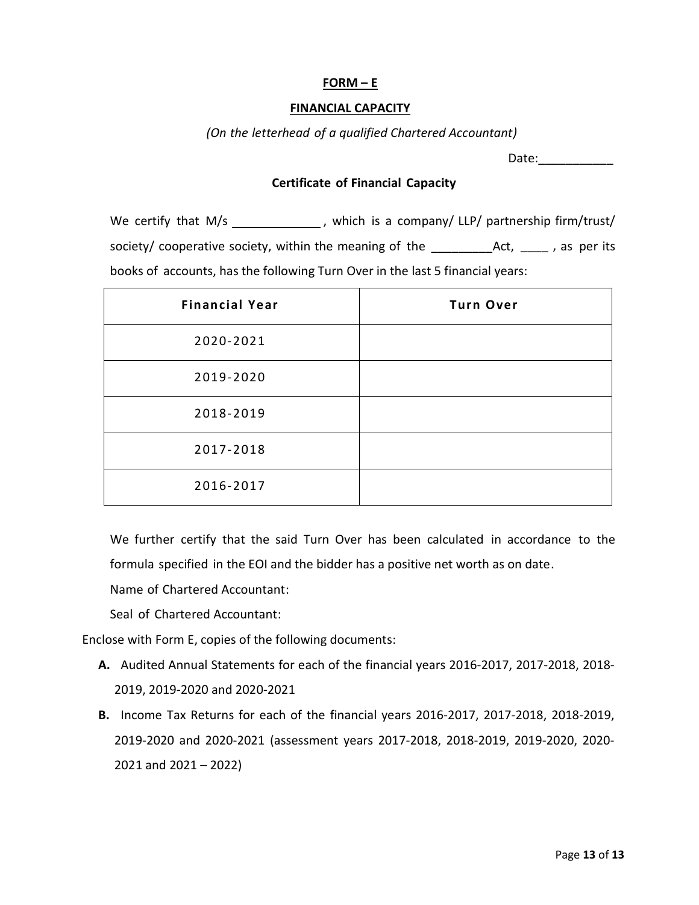**FORM – E**

**FINANCIAL CAPACITY**

*(On the letterhead of a qualified Chartered Accountant)*

Date:___________

**Certificate of Financial Capacity**

We certify that M/s _____________ , which is a company/ LLP/ partnership firm/trust/ society/ cooperative society, within the meaning of the _________Act, ____ , as per its books of accounts, has the following Turn Over in the last 5 financial years:

| Financial Year | Turn Over |
|---|---|
| 2020-2021 | |
| 2019-2020 | |
| 2018-2019 | |
| 2017-2018 | |
| 2016-2017 | |

We further certify that the said Turn Over has been calculated in accordance to the formula specified in the EOI and the bidder has a positive net worth as on date.

Name of Chartered Accountant:

Seal of Chartered Accountant:

Enclose with Form E, copies of the following documents:

**A.** Audited Annual Statements for each of the financial years 2016-2017, 2017-2018, 2018-2019, 2019-2020 and 2020-2021

**B.** Income Tax Returns for each of the financial years 2016-2017, 2017-2018, 2018-2019, 2019-2020 and 2020-2021 (assessment years 2017-2018, 2018-2019, 2019-2020, 2020-2021 and 2021 – 2022)